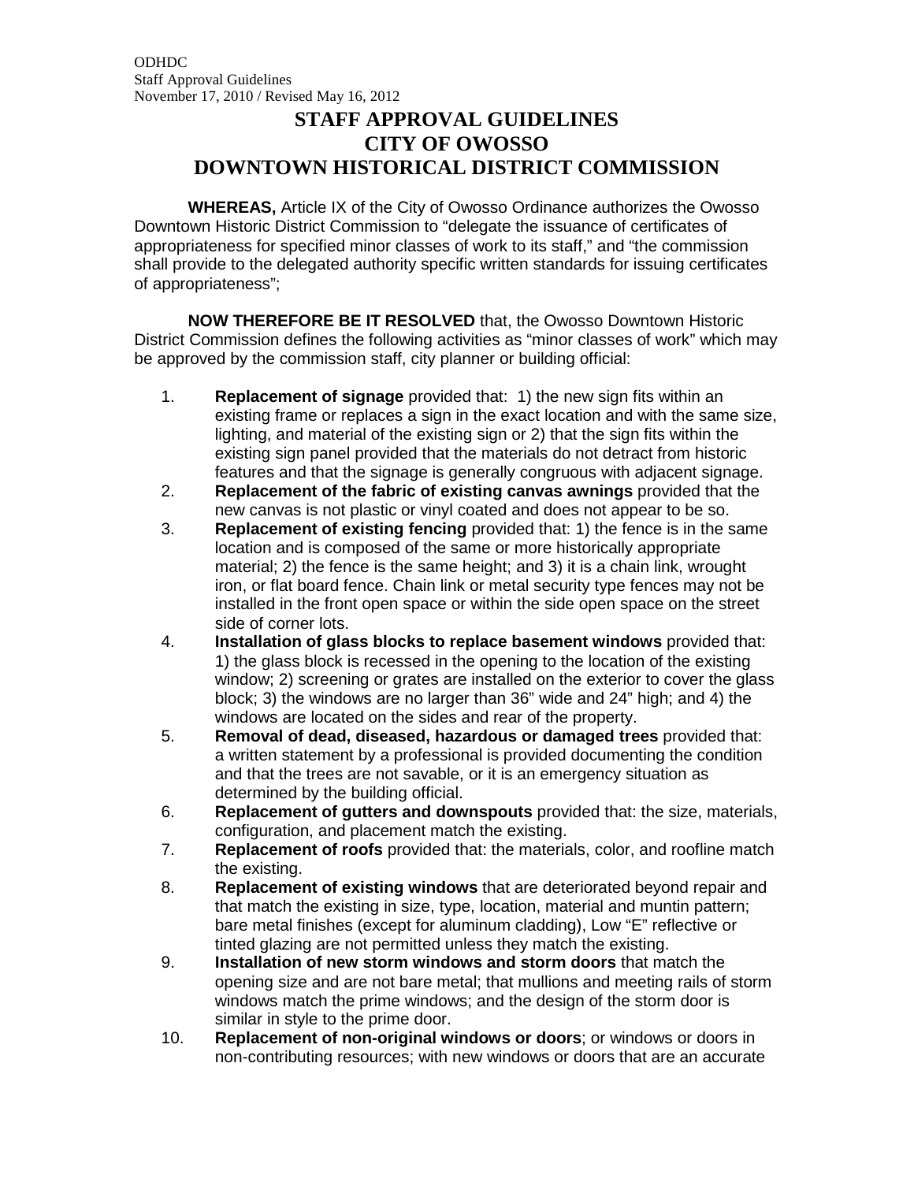ODHDC
Staff Approval Guidelines
November 17, 2010 / Revised May 16, 2012

# STAFF APPROVAL GUIDELINES
# CITY OF OWOSSO
# DOWNTOWN HISTORICAL DISTRICT COMMISSION

**WHEREAS,** Article IX of the City of Owosso Ordinance authorizes the Owosso Downtown Historic District Commission to "delegate the issuance of certificates of appropriateness for specified minor classes of work to its staff," and "the commission shall provide to the delegated authority specific written standards for issuing certificates of appropriateness";

**NOW THEREFORE BE IT RESOLVED** that, the Owosso Downtown Historic District Commission defines the following activities as "minor classes of work" which may be approved by the commission staff, city planner or building official:

1. **Replacement of signage** provided that: 1) the new sign fits within an existing frame or replaces a sign in the exact location and with the same size, lighting, and material of the existing sign or 2) that the sign fits within the existing sign panel provided that the materials do not detract from historic features and that the signage is generally congruous with adjacent signage.
2. **Replacement of the fabric of existing canvas awnings** provided that the new canvas is not plastic or vinyl coated and does not appear to be so.
3. **Replacement of existing fencing** provided that: 1) the fence is in the same location and is composed of the same or more historically appropriate material; 2) the fence is the same height; and 3) it is a chain link, wrought iron, or flat board fence. Chain link or metal security type fences may not be installed in the front open space or within the side open space on the street side of corner lots.
4. **Installation of glass blocks to replace basement windows** provided that: 1) the glass block is recessed in the opening to the location of the existing window; 2) screening or grates are installed on the exterior to cover the glass block; 3) the windows are no larger than 36" wide and 24" high; and 4) the windows are located on the sides and rear of the property.
5. **Removal of dead, diseased, hazardous or damaged trees** provided that: a written statement by a professional is provided documenting the condition and that the trees are not savable, or it is an emergency situation as determined by the building official.
6. **Replacement of gutters and downspouts** provided that: the size, materials, configuration, and placement match the existing.
7. **Replacement of roofs** provided that: the materials, color, and roofline match the existing.
8. **Replacement of existing windows** that are deteriorated beyond repair and that match the existing in size, type, location, material and muntin pattern; bare metal finishes (except for aluminum cladding), Low "E" reflective or tinted glazing are not permitted unless they match the existing.
9. **Installation of new storm windows and storm doors** that match the opening size and are not bare metal; that mullions and meeting rails of storm windows match the prime windows; and the design of the storm door is similar in style to the prime door.
10. **Replacement of non-original windows or doors**; or windows or doors in non-contributing resources; with new windows or doors that are an accurate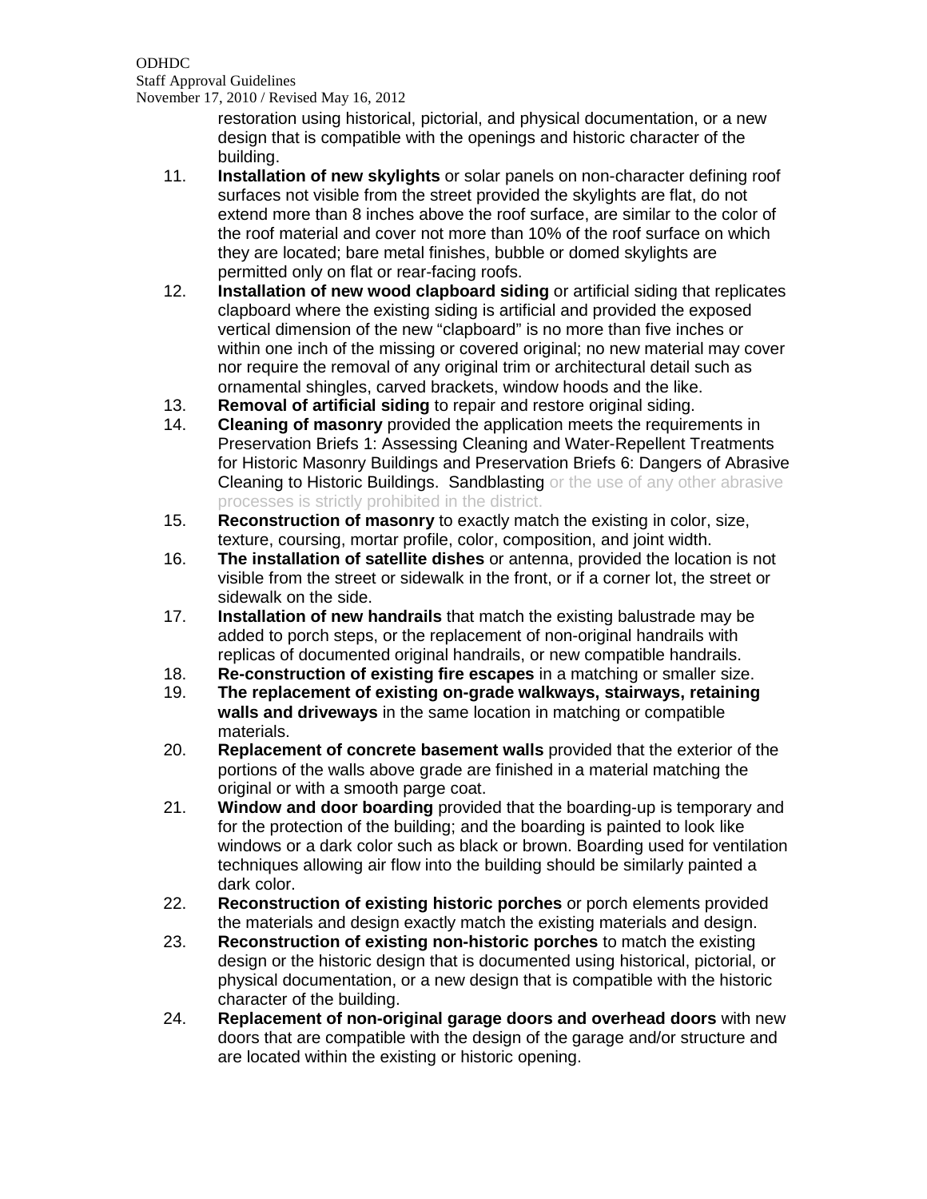restoration using historical, pictorial, and physical documentation, or a new design that is compatible with the openings and historic character of the building.

11. **Installation of new skylights** or solar panels on non-character defining roof surfaces not visible from the street provided the skylights are flat, do not extend more than 8 inches above the roof surface, are similar to the color of the roof material and cover not more than 10% of the roof surface on which they are located; bare metal finishes, bubble or domed skylights are permitted only on flat or rear-facing roofs.
12. **Installation of new wood clapboard siding** or artificial siding that replicates clapboard where the existing siding is artificial and provided the exposed vertical dimension of the new "clapboard" is no more than five inches or within one inch of the missing or covered original; no new material may cover nor require the removal of any original trim or architectural detail such as ornamental shingles, carved brackets, window hoods and the like.
13. **Removal of artificial siding** to repair and restore original siding.
14. **Cleaning of masonry** provided the application meets the requirements in Preservation Briefs 1: Assessing Cleaning and Water-Repellent Treatments for Historic Masonry Buildings and Preservation Briefs 6: Dangers of Abrasive Cleaning to Historic Buildings. Sandblasting or the use of any other abrasive processes is strictly prohibited in the district.
15. **Reconstruction of masonry** to exactly match the existing in color, size, texture, coursing, mortar profile, color, composition, and joint width.
16. **The installation of satellite dishes** or antenna, provided the location is not visible from the street or sidewalk in the front, or if a corner lot, the street or sidewalk on the side.
17. **Installation of new handrails** that match the existing balustrade may be added to porch steps, or the replacement of non-original handrails with replicas of documented original handrails, or new compatible handrails.
18. **Re-construction of existing fire escapes** in a matching or smaller size.
19. **The replacement of existing on-grade walkways, stairways, retaining walls and driveways** in the same location in matching or compatible materials.
20. **Replacement of concrete basement walls** provided that the exterior of the portions of the walls above grade are finished in a material matching the original or with a smooth parge coat.
21. **Window and door boarding** provided that the boarding-up is temporary and for the protection of the building; and the boarding is painted to look like windows or a dark color such as black or brown. Boarding used for ventilation techniques allowing air flow into the building should be similarly painted a dark color.
22. **Reconstruction of existing historic porches** or porch elements provided the materials and design exactly match the existing materials and design.
23. **Reconstruction of existing non-historic porches** to match the existing design or the historic design that is documented using historical, pictorial, or physical documentation, or a new design that is compatible with the historic character of the building.
24. **Replacement of non-original garage doors and overhead doors** with new doors that are compatible with the design of the garage and/or structure and are located within the existing or historic opening.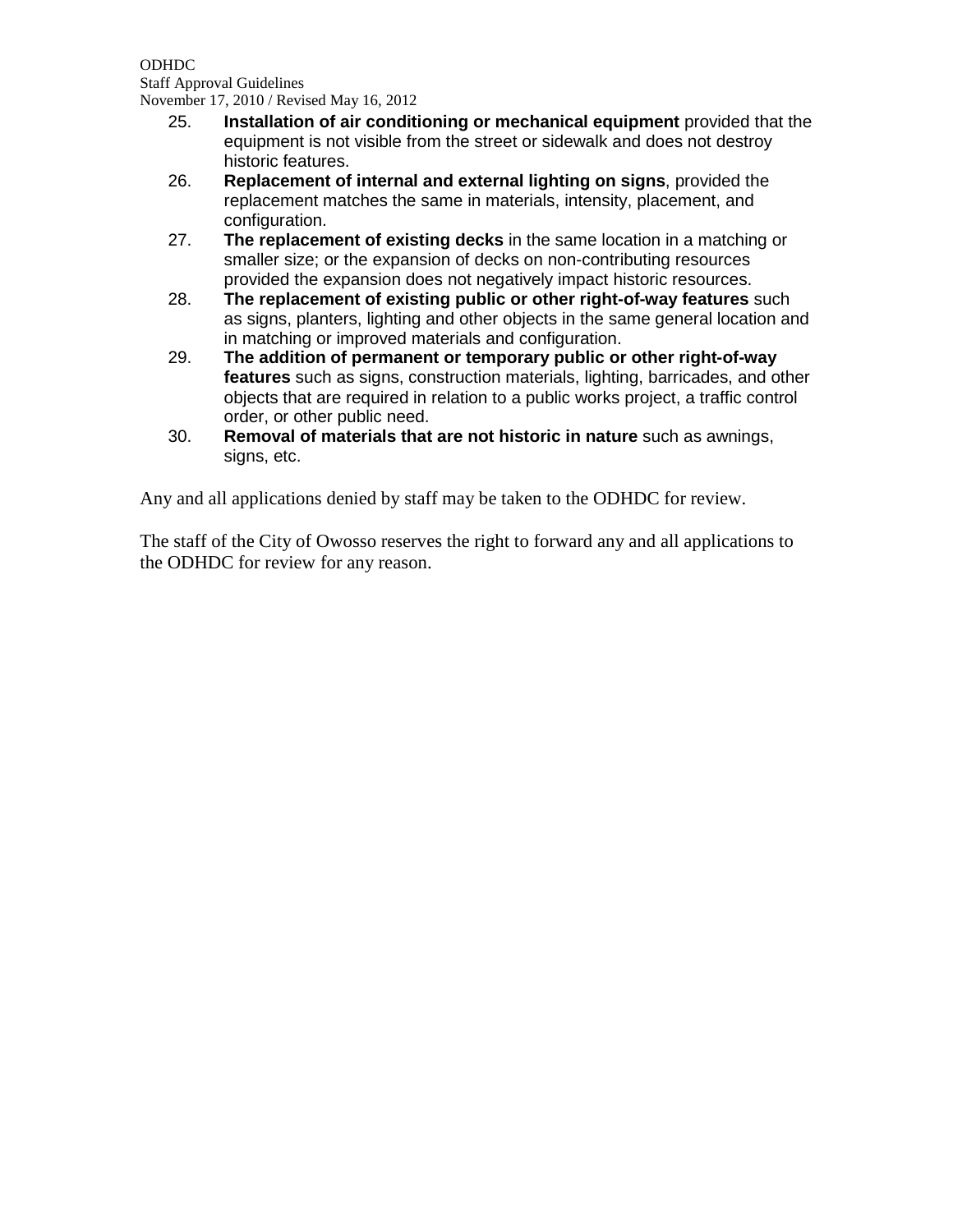25. **Installation of air conditioning or mechanical equipment** provided that the equipment is not visible from the street or sidewalk and does not destroy historic features.
26. **Replacement of internal and external lighting on signs**, provided the replacement matches the same in materials, intensity, placement, and configuration.
27. **The replacement of existing decks** in the same location in a matching or smaller size; or the expansion of decks on non-contributing resources provided the expansion does not negatively impact historic resources.
28. **The replacement of existing public or other right-of-way features** such as signs, planters, lighting and other objects in the same general location and in matching or improved materials and configuration.
29. **The addition of permanent or temporary public or other right-of-way features** such as signs, construction materials, lighting, barricades, and other objects that are required in relation to a public works project, a traffic control order, or other public need.
30. **Removal of materials that are not historic in nature** such as awnings, signs, etc.

Any and all applications denied by staff may be taken to the ODHDC for review.

The staff of the City of Owosso reserves the right to forward any and all applications to the ODHDC for review for any reason.